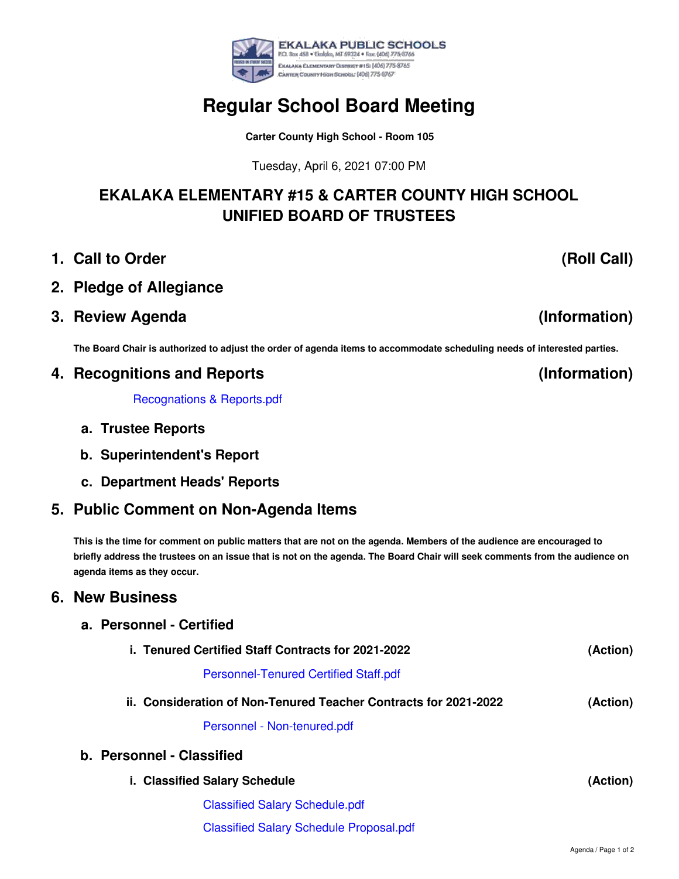EKALAKA PUBLIC SCHOOLS
P.O. Box 458 • Ekalaka, MT 59324 • Fax: (406) 775-8766
Ekalaka Elementary District #15: (406) 775-8765
Carter County High School: (406) 775-8767

# Regular School Board Meeting

**Carter County High School - Room 105**

Tuesday, April 6, 2021 07:00 PM

## EKALAKA ELEMENTARY #15 & CARTER COUNTY HIGH SCHOOL UNIFIED BOARD OF TRUSTEES

### 1. Call to Order (Roll Call)

### 2. Pledge of Allegiance

### 3. Review Agenda (Information)

**The Board Chair is authorized to adjust the order of agenda items to accommodate scheduling needs of interested parties.**

### 4. Recognitions and Reports (Information)

Recognations & Reports.pdf

- **a. Trustee Reports**
- **b. Superintendent's Report**
- **c. Department Heads' Reports**

### 5. Public Comment on Non-Agenda Items

**This is the time for comment on public matters that are not on the agenda. Members of the audience are encouraged to briefly address the trustees on an issue that is not on the agenda. The Board Chair will seek comments from the audience on agenda items as they occur.**

### 6. New Business

**a. Personnel - Certified**

- **i. Tenured Certified Staff Contracts for 2021-2022 (Action)**

  Personnel-Tenured Certified Staff.pdf

- **ii. Consideration of Non-Tenured Teacher Contracts for 2021-2022 (Action)**

  Personnel - Non-tenured.pdf

**b. Personnel - Classified**

- **i. Classified Salary Schedule (Action)**

  Classified Salary Schedule.pdf

  Classified Salary Schedule Proposal.pdf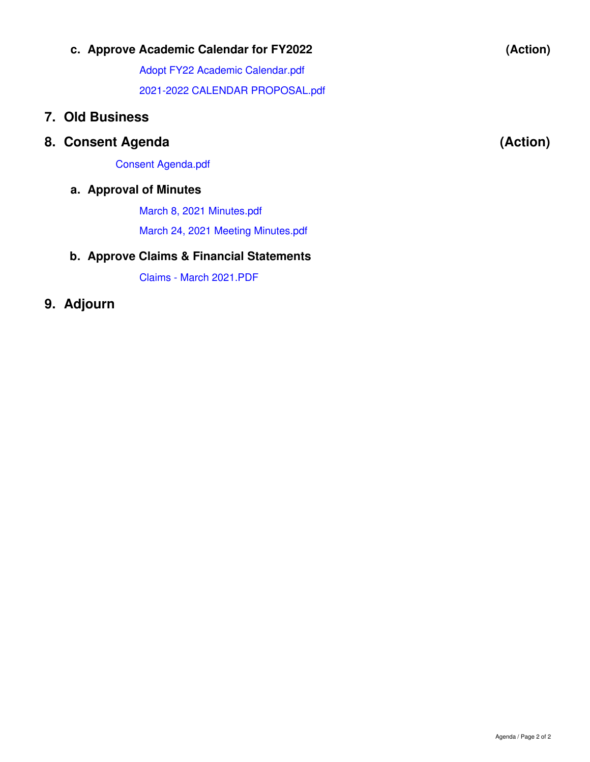**c. Approve Academic Calendar for FY2022** **(Action)**

Adopt FY22 Academic Calendar.pdf

2021-2022 CALENDAR PROPOSAL.pdf

## 7. Old Business

## 8. Consent Agenda **(Action)**

Consent Agenda.pdf

**a. Approval of Minutes**

March 8, 2021 Minutes.pdf

March 24, 2021 Meeting Minutes.pdf

**b. Approve Claims & Financial Statements**

Claims - March 2021.PDF

## 9. Adjourn